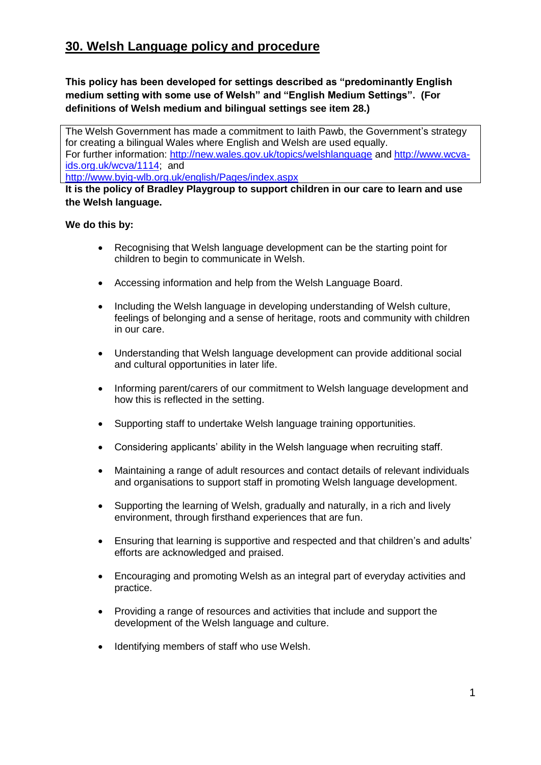## 30. Welsh Language policy and procedure

**This policy has been developed for settings described as "predominantly English medium setting with some use of Welsh" and "English Medium Settings". (For definitions of Welsh medium and bilingual settings see item 28.)**

The Welsh Government has made a commitment to Iaith Pawb, the Government's strategy for creating a bilingual Wales where English and Welsh are used equally.
For further information: http://new.wales.gov.uk/topics/welshlanguage and http://www.wcva-ids.org.uk/wcva/1114; and
http://www.byig-wlb.org.uk/english/Pages/index.aspx

**It is the policy of Bradley Playgroup to support children in our care to learn and use the Welsh language.**

**We do this by:**

- Recognising that Welsh language development can be the starting point for children to begin to communicate in Welsh.
- Accessing information and help from the Welsh Language Board.
- Including the Welsh language in developing understanding of Welsh culture, feelings of belonging and a sense of heritage, roots and community with children in our care.
- Understanding that Welsh language development can provide additional social and cultural opportunities in later life.
- Informing parent/carers of our commitment to Welsh language development and how this is reflected in the setting.
- Supporting staff to undertake Welsh language training opportunities.
- Considering applicants' ability in the Welsh language when recruiting staff.
- Maintaining a range of adult resources and contact details of relevant individuals and organisations to support staff in promoting Welsh language development.
- Supporting the learning of Welsh, gradually and naturally, in a rich and lively environment, through firsthand experiences that are fun.
- Ensuring that learning is supportive and respected and that children's and adults' efforts are acknowledged and praised.
- Encouraging and promoting Welsh as an integral part of everyday activities and practice.
- Providing a range of resources and activities that include and support the development of the Welsh language and culture.
- Identifying members of staff who use Welsh.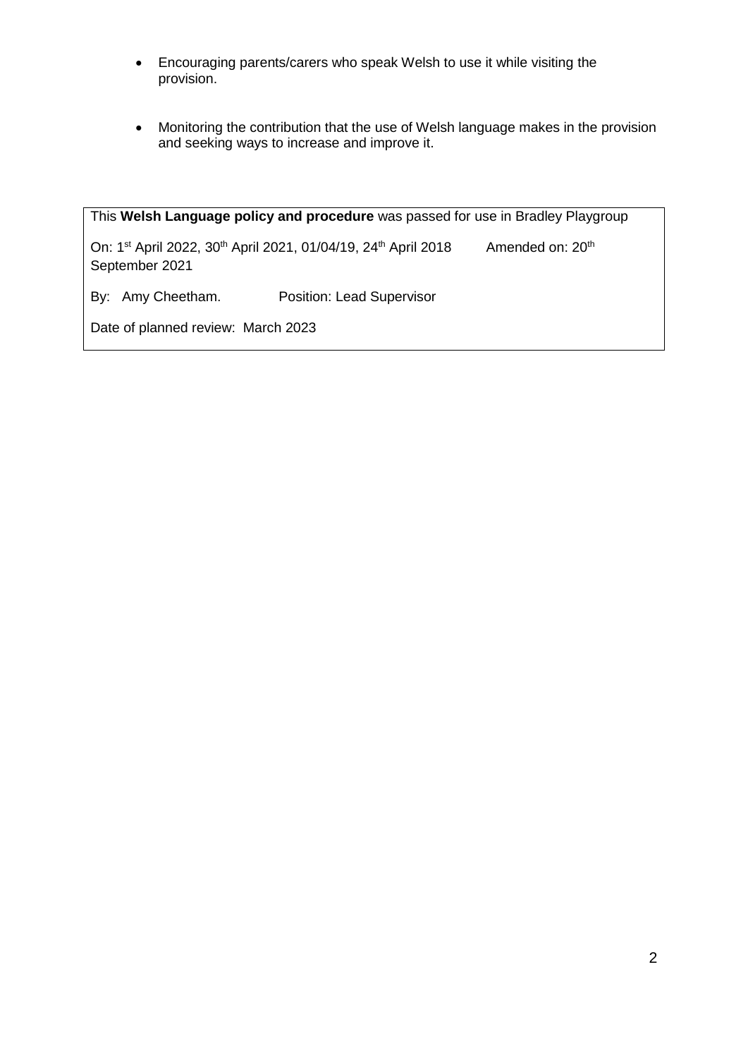- Encouraging parents/carers who speak Welsh to use it while visiting the provision.

- Monitoring the contribution that the use of Welsh language makes in the provision and seeking ways to increase and improve it.

| |
|---|
| This **Welsh Language policy and procedure** was passed for use in Bradley Playgroup |
| On: 1st April 2022, 30th April 2021, 01/04/19, 24th April 2018 Amended on: 20th September 2021 |
| By: Amy Cheetham. Position: Lead Supervisor |
| Date of planned review: March 2023 |